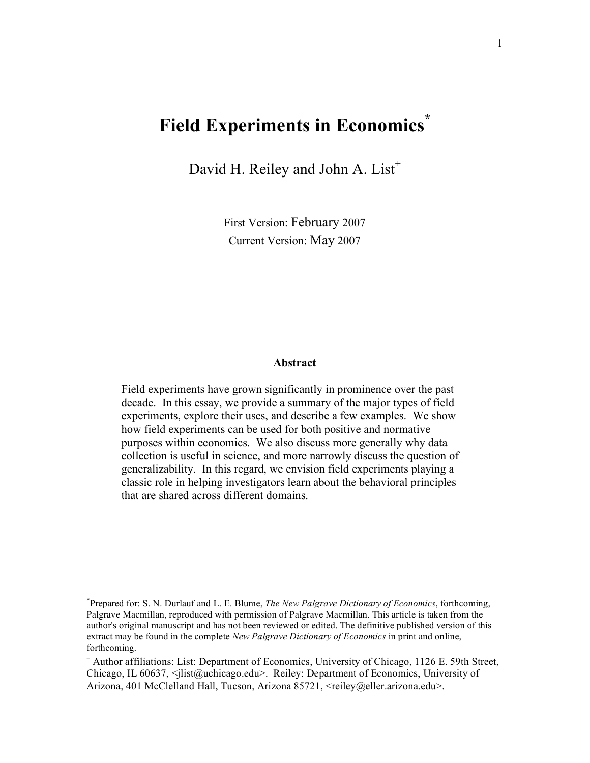# Field Experiments in Economics[*]

David H. Reiley and John A. List[+]

First Version: February 2007
Current Version: May 2007

**Abstract**

Field experiments have grown significantly in prominence over the past decade. In this essay, we provide a summary of the major types of field experiments, explore their uses, and describe a few examples. We show how field experiments can be used for both positive and normative purposes within economics. We also discuss more generally why data collection is useful in science, and more narrowly discuss the question of generalizability. In this regard, we envision field experiments playing a classic role in helping investigators learn about the behavioral principles that are shared across different domains.

---

[*] Prepared for: S. N. Durlauf and L. E. Blume, *The New Palgrave Dictionary of Economics*, forthcoming, Palgrave Macmillan, reproduced with permission of Palgrave Macmillan. This article is taken from the author's original manuscript and has not been reviewed or edited. The definitive published version of this extract may be found in the complete *New Palgrave Dictionary of Economics* in print and online, forthcoming.

[+] Author affiliations: List: Department of Economics, University of Chicago, 1126 E. 59th Street, Chicago, IL 60637, <jlist@uchicago.edu>. Reiley: Department of Economics, University of Arizona, 401 McClelland Hall, Tucson, Arizona 85721, <reiley@eller.arizona.edu>.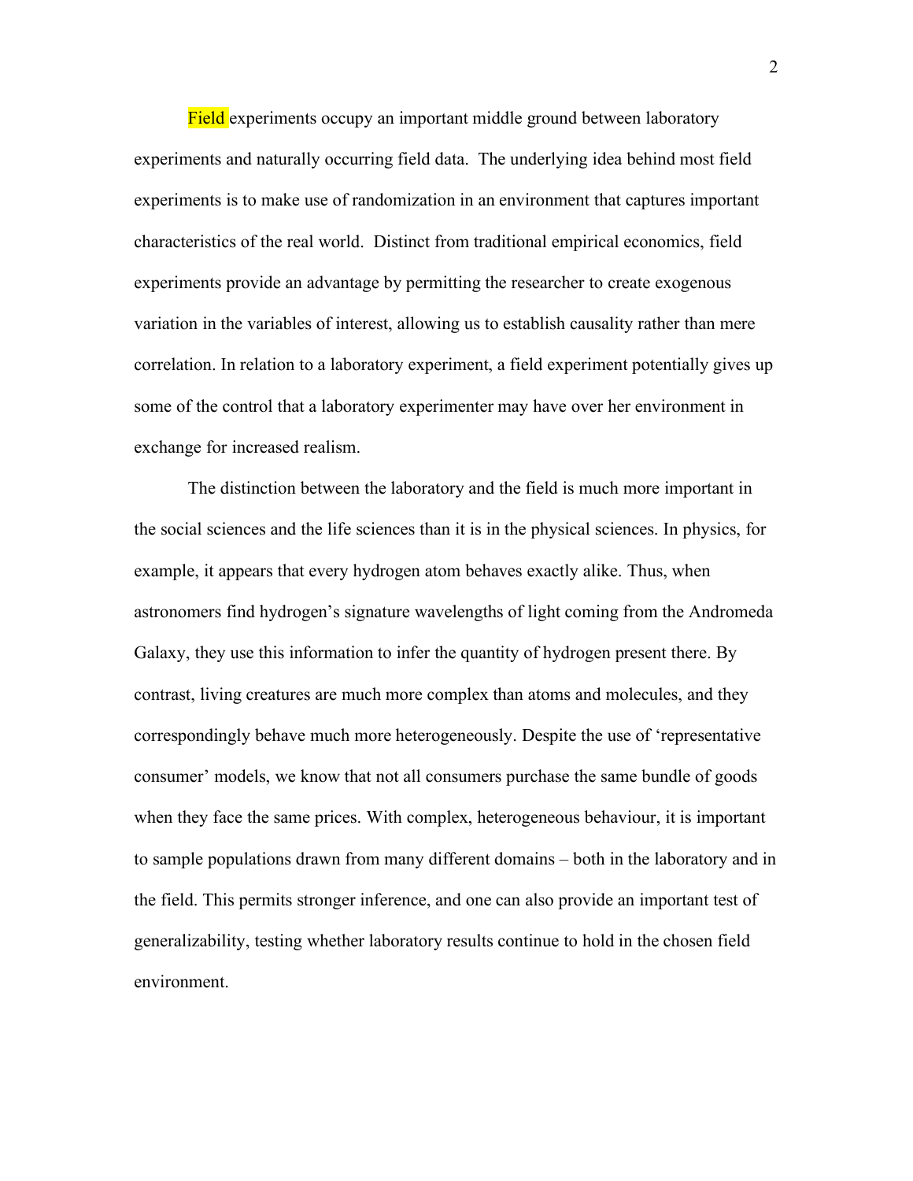Field experiments occupy an important middle ground between laboratory experiments and naturally occurring field data. The underlying idea behind most field experiments is to make use of randomization in an environment that captures important characteristics of the real world. Distinct from traditional empirical economics, field experiments provide an advantage by permitting the researcher to create exogenous variation in the variables of interest, allowing us to establish causality rather than mere correlation. In relation to a laboratory experiment, a field experiment potentially gives up some of the control that a laboratory experimenter may have over her environment in exchange for increased realism.

The distinction between the laboratory and the field is much more important in the social sciences and the life sciences than it is in the physical sciences. In physics, for example, it appears that every hydrogen atom behaves exactly alike. Thus, when astronomers find hydrogen's signature wavelengths of light coming from the Andromeda Galaxy, they use this information to infer the quantity of hydrogen present there. By contrast, living creatures are much more complex than atoms and molecules, and they correspondingly behave much more heterogeneously. Despite the use of 'representative consumer' models, we know that not all consumers purchase the same bundle of goods when they face the same prices. With complex, heterogeneous behaviour, it is important to sample populations drawn from many different domains – both in the laboratory and in the field. This permits stronger inference, and one can also provide an important test of generalizability, testing whether laboratory results continue to hold in the chosen field environment.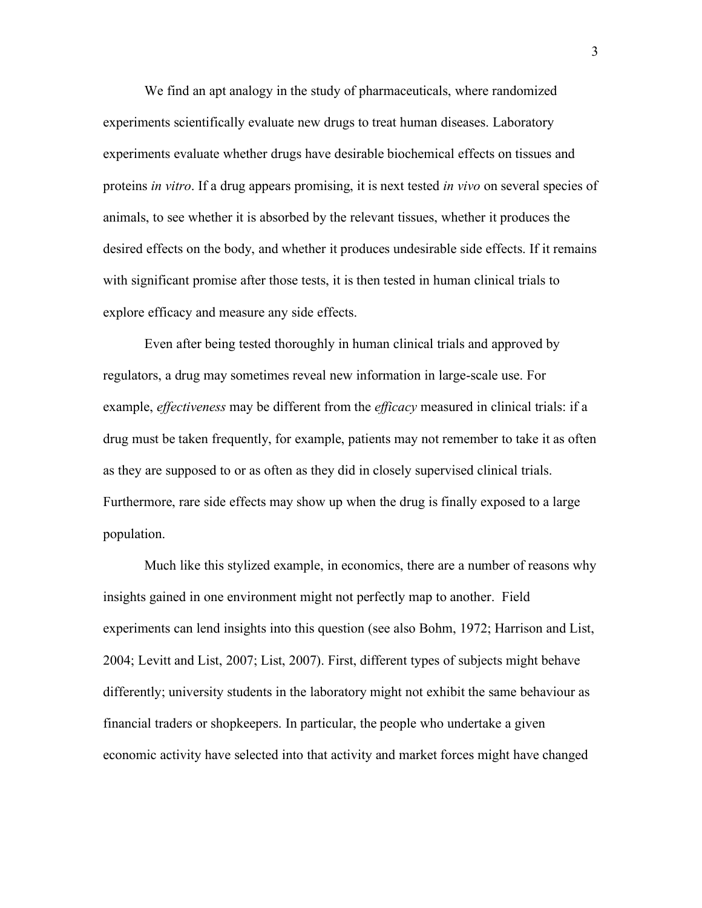We find an apt analogy in the study of pharmaceuticals, where randomized experiments scientifically evaluate new drugs to treat human diseases. Laboratory experiments evaluate whether drugs have desirable biochemical effects on tissues and proteins *in vitro*. If a drug appears promising, it is next tested *in vivo* on several species of animals, to see whether it is absorbed by the relevant tissues, whether it produces the desired effects on the body, and whether it produces undesirable side effects. If it remains with significant promise after those tests, it is then tested in human clinical trials to explore efficacy and measure any side effects.

Even after being tested thoroughly in human clinical trials and approved by regulators, a drug may sometimes reveal new information in large-scale use. For example, *effectiveness* may be different from the *efficacy* measured in clinical trials: if a drug must be taken frequently, for example, patients may not remember to take it as often as they are supposed to or as often as they did in closely supervised clinical trials. Furthermore, rare side effects may show up when the drug is finally exposed to a large population.

Much like this stylized example, in economics, there are a number of reasons why insights gained in one environment might not perfectly map to another. Field experiments can lend insights into this question (see also Bohm, 1972; Harrison and List, 2004; Levitt and List, 2007; List, 2007). First, different types of subjects might behave differently; university students in the laboratory might not exhibit the same behaviour as financial traders or shopkeepers. In particular, the people who undertake a given economic activity have selected into that activity and market forces might have changed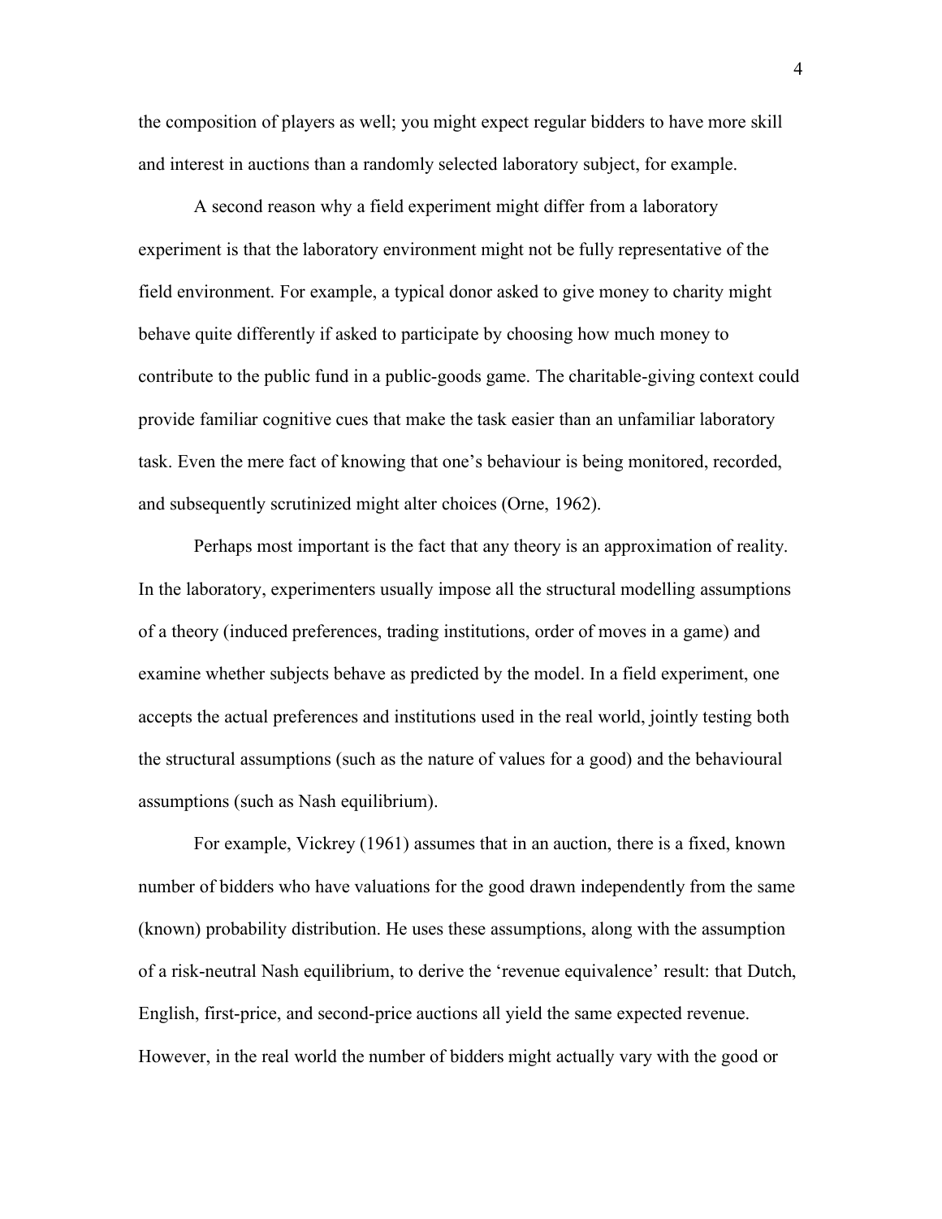the composition of players as well; you might expect regular bidders to have more skill and interest in auctions than a randomly selected laboratory subject, for example.

A second reason why a field experiment might differ from a laboratory experiment is that the laboratory environment might not be fully representative of the field environment. For example, a typical donor asked to give money to charity might behave quite differently if asked to participate by choosing how much money to contribute to the public fund in a public-goods game. The charitable-giving context could provide familiar cognitive cues that make the task easier than an unfamiliar laboratory task. Even the mere fact of knowing that one's behaviour is being monitored, recorded, and subsequently scrutinized might alter choices (Orne, 1962).

Perhaps most important is the fact that any theory is an approximation of reality. In the laboratory, experimenters usually impose all the structural modelling assumptions of a theory (induced preferences, trading institutions, order of moves in a game) and examine whether subjects behave as predicted by the model. In a field experiment, one accepts the actual preferences and institutions used in the real world, jointly testing both the structural assumptions (such as the nature of values for a good) and the behavioural assumptions (such as Nash equilibrium).

For example, Vickrey (1961) assumes that in an auction, there is a fixed, known number of bidders who have valuations for the good drawn independently from the same (known) probability distribution. He uses these assumptions, along with the assumption of a risk-neutral Nash equilibrium, to derive the 'revenue equivalence' result: that Dutch, English, first-price, and second-price auctions all yield the same expected revenue. However, in the real world the number of bidders might actually vary with the good or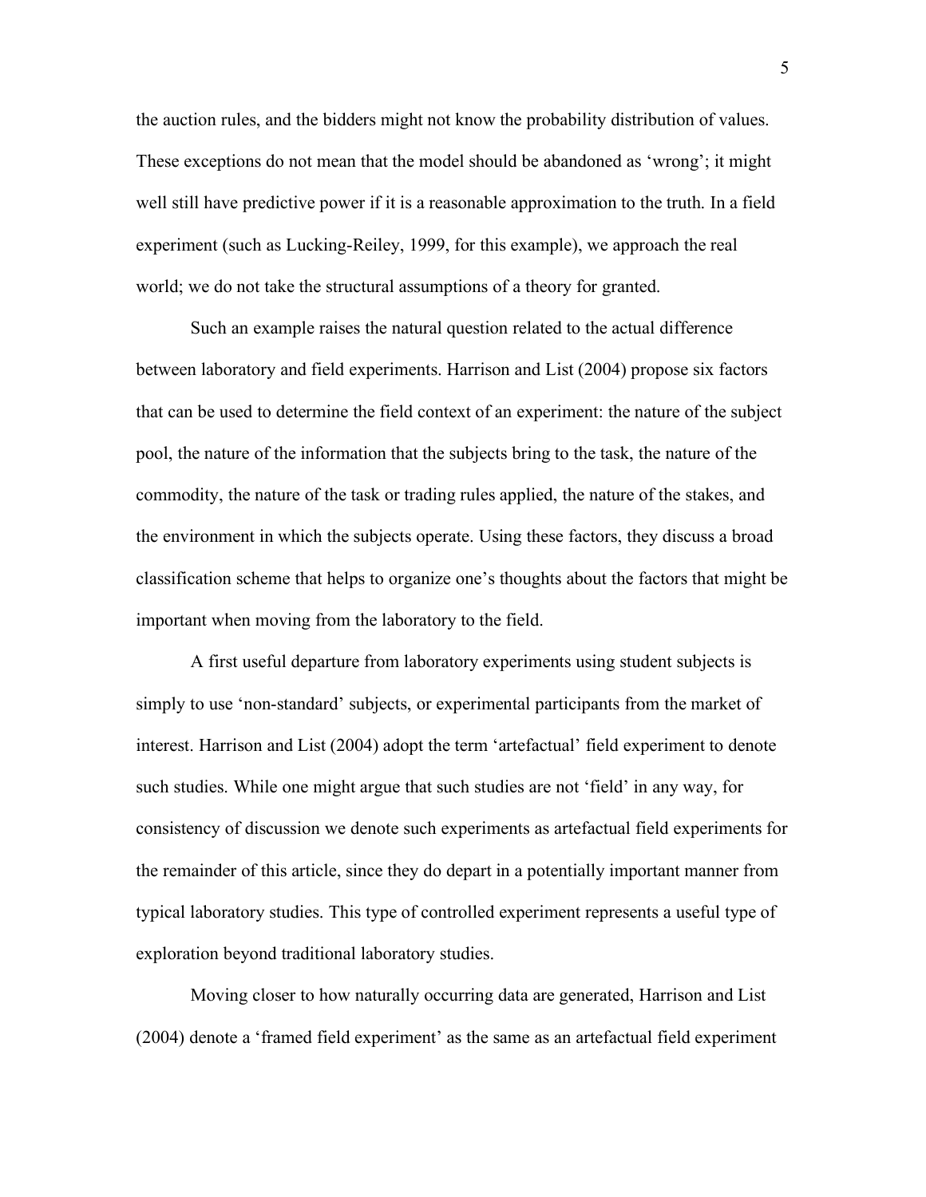the auction rules, and the bidders might not know the probability distribution of values. These exceptions do not mean that the model should be abandoned as 'wrong'; it might well still have predictive power if it is a reasonable approximation to the truth. In a field experiment (such as Lucking-Reiley, 1999, for this example), we approach the real world; we do not take the structural assumptions of a theory for granted.

Such an example raises the natural question related to the actual difference between laboratory and field experiments. Harrison and List (2004) propose six factors that can be used to determine the field context of an experiment: the nature of the subject pool, the nature of the information that the subjects bring to the task, the nature of the commodity, the nature of the task or trading rules applied, the nature of the stakes, and the environment in which the subjects operate. Using these factors, they discuss a broad classification scheme that helps to organize one's thoughts about the factors that might be important when moving from the laboratory to the field.

A first useful departure from laboratory experiments using student subjects is simply to use 'non-standard' subjects, or experimental participants from the market of interest. Harrison and List (2004) adopt the term 'artefactual' field experiment to denote such studies. While one might argue that such studies are not 'field' in any way, for consistency of discussion we denote such experiments as artefactual field experiments for the remainder of this article, since they do depart in a potentially important manner from typical laboratory studies. This type of controlled experiment represents a useful type of exploration beyond traditional laboratory studies.

Moving closer to how naturally occurring data are generated, Harrison and List (2004) denote a 'framed field experiment' as the same as an artefactual field experiment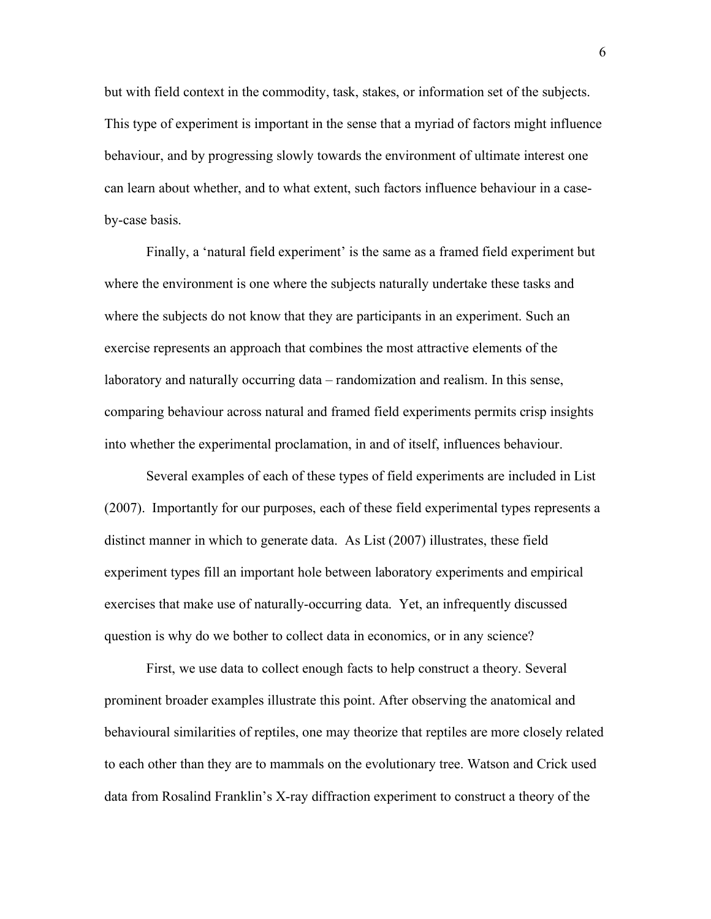but with field context in the commodity, task, stakes, or information set of the subjects. This type of experiment is important in the sense that a myriad of factors might influence behaviour, and by progressing slowly towards the environment of ultimate interest one can learn about whether, and to what extent, such factors influence behaviour in a case-by-case basis.

Finally, a 'natural field experiment' is the same as a framed field experiment but where the environment is one where the subjects naturally undertake these tasks and where the subjects do not know that they are participants in an experiment. Such an exercise represents an approach that combines the most attractive elements of the laboratory and naturally occurring data – randomization and realism. In this sense, comparing behaviour across natural and framed field experiments permits crisp insights into whether the experimental proclamation, in and of itself, influences behaviour.

Several examples of each of these types of field experiments are included in List (2007). Importantly for our purposes, each of these field experimental types represents a distinct manner in which to generate data. As List (2007) illustrates, these field experiment types fill an important hole between laboratory experiments and empirical exercises that make use of naturally-occurring data. Yet, an infrequently discussed question is why do we bother to collect data in economics, or in any science?

First, we use data to collect enough facts to help construct a theory. Several prominent broader examples illustrate this point. After observing the anatomical and behavioural similarities of reptiles, one may theorize that reptiles are more closely related to each other than they are to mammals on the evolutionary tree. Watson and Crick used data from Rosalind Franklin's X-ray diffraction experiment to construct a theory of the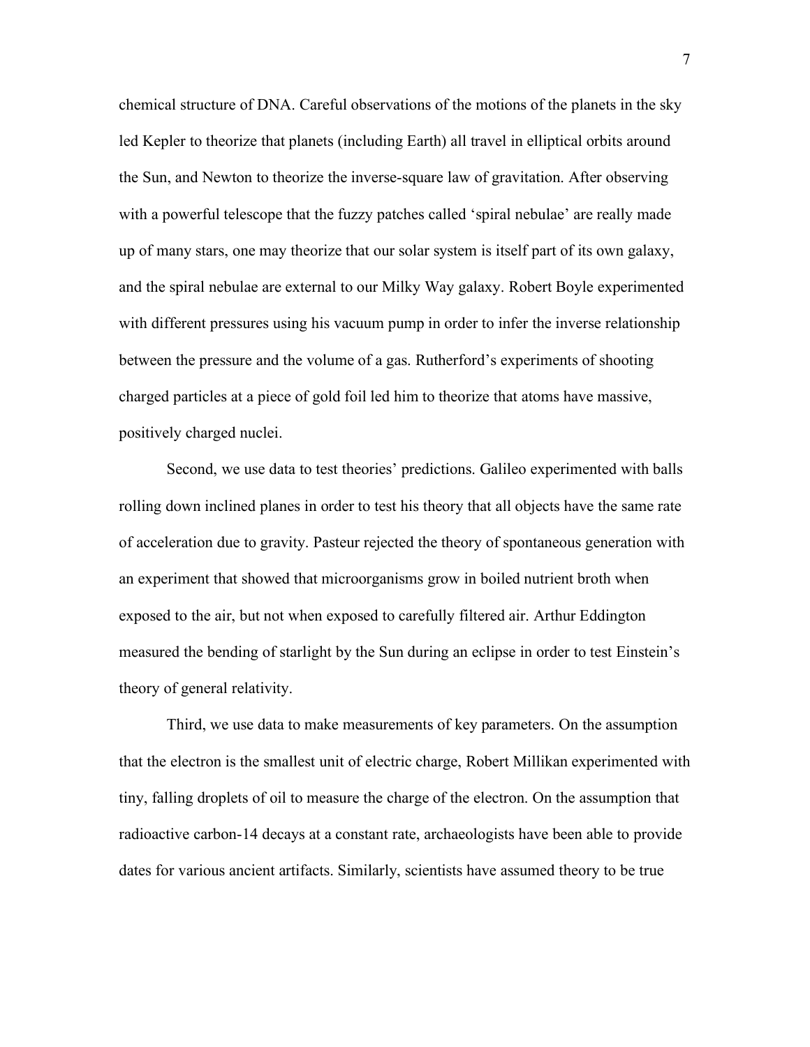chemical structure of DNA. Careful observations of the motions of the planets in the sky led Kepler to theorize that planets (including Earth) all travel in elliptical orbits around the Sun, and Newton to theorize the inverse-square law of gravitation. After observing with a powerful telescope that the fuzzy patches called 'spiral nebulae' are really made up of many stars, one may theorize that our solar system is itself part of its own galaxy, and the spiral nebulae are external to our Milky Way galaxy. Robert Boyle experimented with different pressures using his vacuum pump in order to infer the inverse relationship between the pressure and the volume of a gas. Rutherford's experiments of shooting charged particles at a piece of gold foil led him to theorize that atoms have massive, positively charged nuclei.

Second, we use data to test theories' predictions. Galileo experimented with balls rolling down inclined planes in order to test his theory that all objects have the same rate of acceleration due to gravity. Pasteur rejected the theory of spontaneous generation with an experiment that showed that microorganisms grow in boiled nutrient broth when exposed to the air, but not when exposed to carefully filtered air. Arthur Eddington measured the bending of starlight by the Sun during an eclipse in order to test Einstein's theory of general relativity.

Third, we use data to make measurements of key parameters. On the assumption that the electron is the smallest unit of electric charge, Robert Millikan experimented with tiny, falling droplets of oil to measure the charge of the electron. On the assumption that radioactive carbon-14 decays at a constant rate, archaeologists have been able to provide dates for various ancient artifacts. Similarly, scientists have assumed theory to be true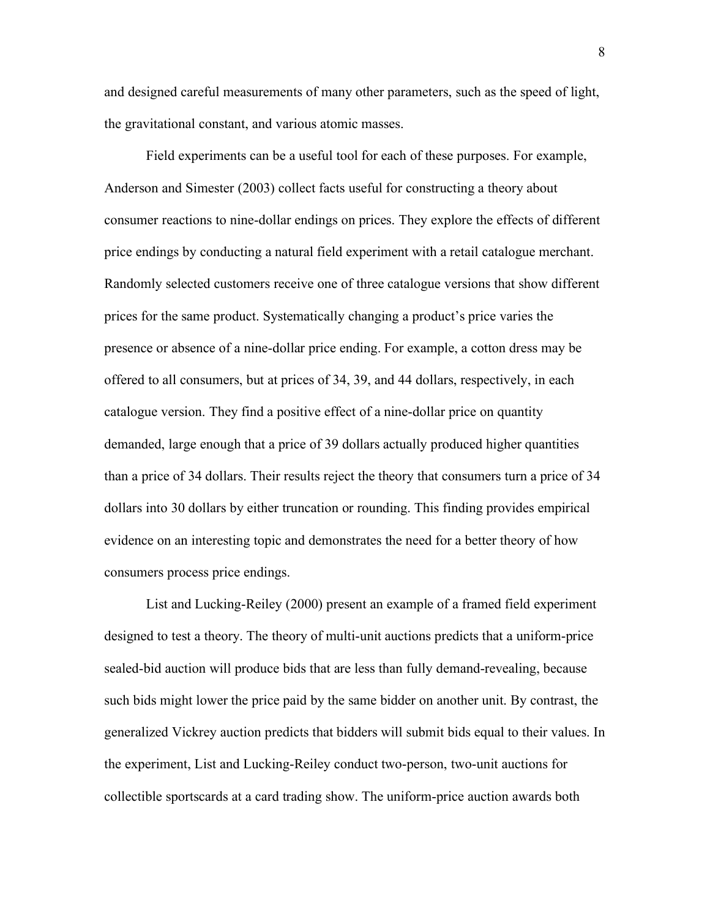and designed careful measurements of many other parameters, such as the speed of light, the gravitational constant, and various atomic masses.

Field experiments can be a useful tool for each of these purposes. For example, Anderson and Simester (2003) collect facts useful for constructing a theory about consumer reactions to nine-dollar endings on prices. They explore the effects of different price endings by conducting a natural field experiment with a retail catalogue merchant. Randomly selected customers receive one of three catalogue versions that show different prices for the same product. Systematically changing a product's price varies the presence or absence of a nine-dollar price ending. For example, a cotton dress may be offered to all consumers, but at prices of 34, 39, and 44 dollars, respectively, in each catalogue version. They find a positive effect of a nine-dollar price on quantity demanded, large enough that a price of 39 dollars actually produced higher quantities than a price of 34 dollars. Their results reject the theory that consumers turn a price of 34 dollars into 30 dollars by either truncation or rounding. This finding provides empirical evidence on an interesting topic and demonstrates the need for a better theory of how consumers process price endings.

List and Lucking-Reiley (2000) present an example of a framed field experiment designed to test a theory. The theory of multi-unit auctions predicts that a uniform-price sealed-bid auction will produce bids that are less than fully demand-revealing, because such bids might lower the price paid by the same bidder on another unit. By contrast, the generalized Vickrey auction predicts that bidders will submit bids equal to their values. In the experiment, List and Lucking-Reiley conduct two-person, two-unit auctions for collectible sportscards at a card trading show. The uniform-price auction awards both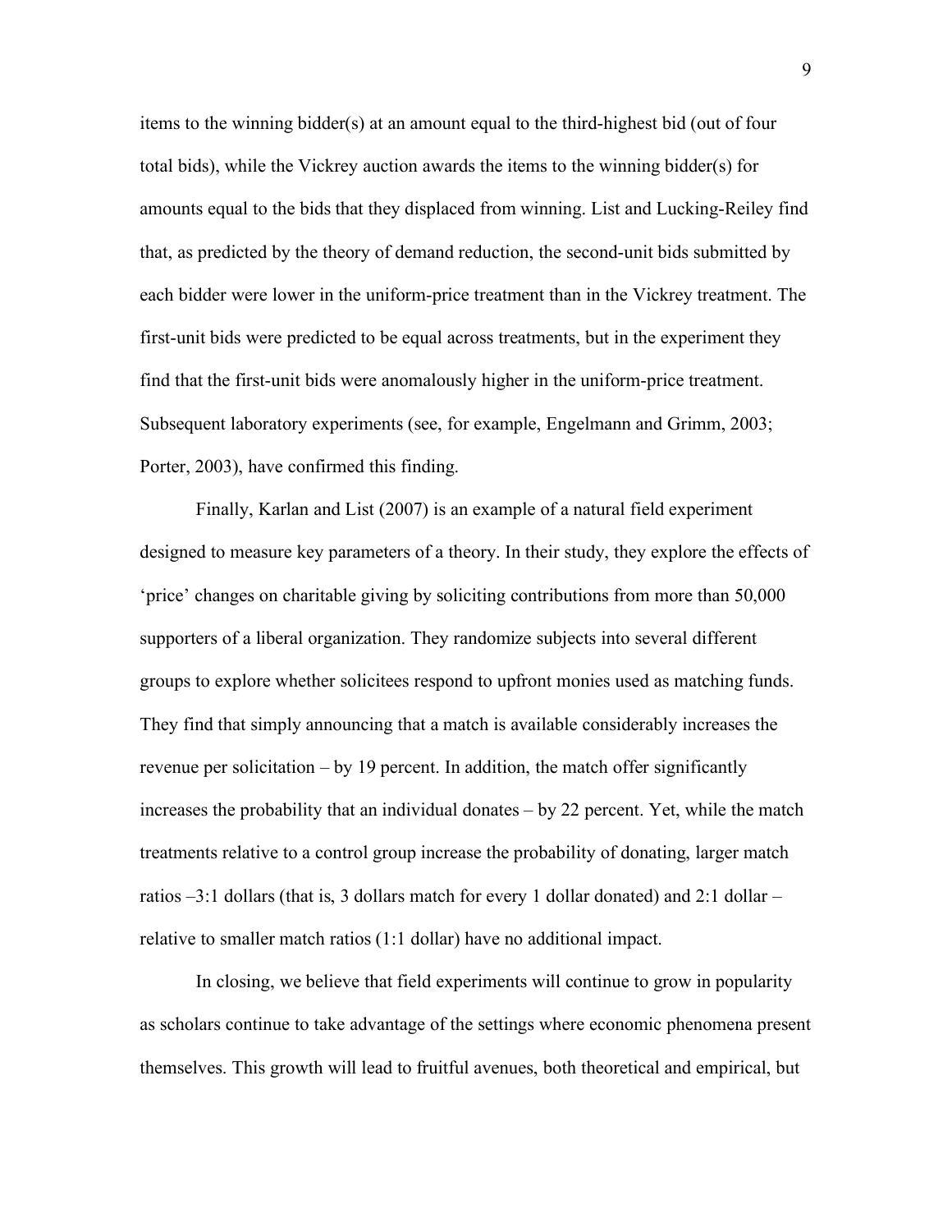items to the winning bidder(s) at an amount equal to the third-highest bid (out of four total bids), while the Vickrey auction awards the items to the winning bidder(s) for amounts equal to the bids that they displaced from winning. List and Lucking-Reiley find that, as predicted by the theory of demand reduction, the second-unit bids submitted by each bidder were lower in the uniform-price treatment than in the Vickrey treatment. The first-unit bids were predicted to be equal across treatments, but in the experiment they find that the first-unit bids were anomalously higher in the uniform-price treatment. Subsequent laboratory experiments (see, for example, Engelmann and Grimm, 2003; Porter, 2003), have confirmed this finding.

Finally, Karlan and List (2007) is an example of a natural field experiment designed to measure key parameters of a theory. In their study, they explore the effects of 'price' changes on charitable giving by soliciting contributions from more than 50,000 supporters of a liberal organization. They randomize subjects into several different groups to explore whether solicitees respond to upfront monies used as matching funds. They find that simply announcing that a match is available considerably increases the revenue per solicitation – by 19 percent. In addition, the match offer significantly increases the probability that an individual donates – by 22 percent. Yet, while the match treatments relative to a control group increase the probability of donating, larger match ratios –3:1 dollars (that is, 3 dollars match for every 1 dollar donated) and 2:1 dollar – relative to smaller match ratios (1:1 dollar) have no additional impact.

In closing, we believe that field experiments will continue to grow in popularity as scholars continue to take advantage of the settings where economic phenomena present themselves. This growth will lead to fruitful avenues, both theoretical and empirical, but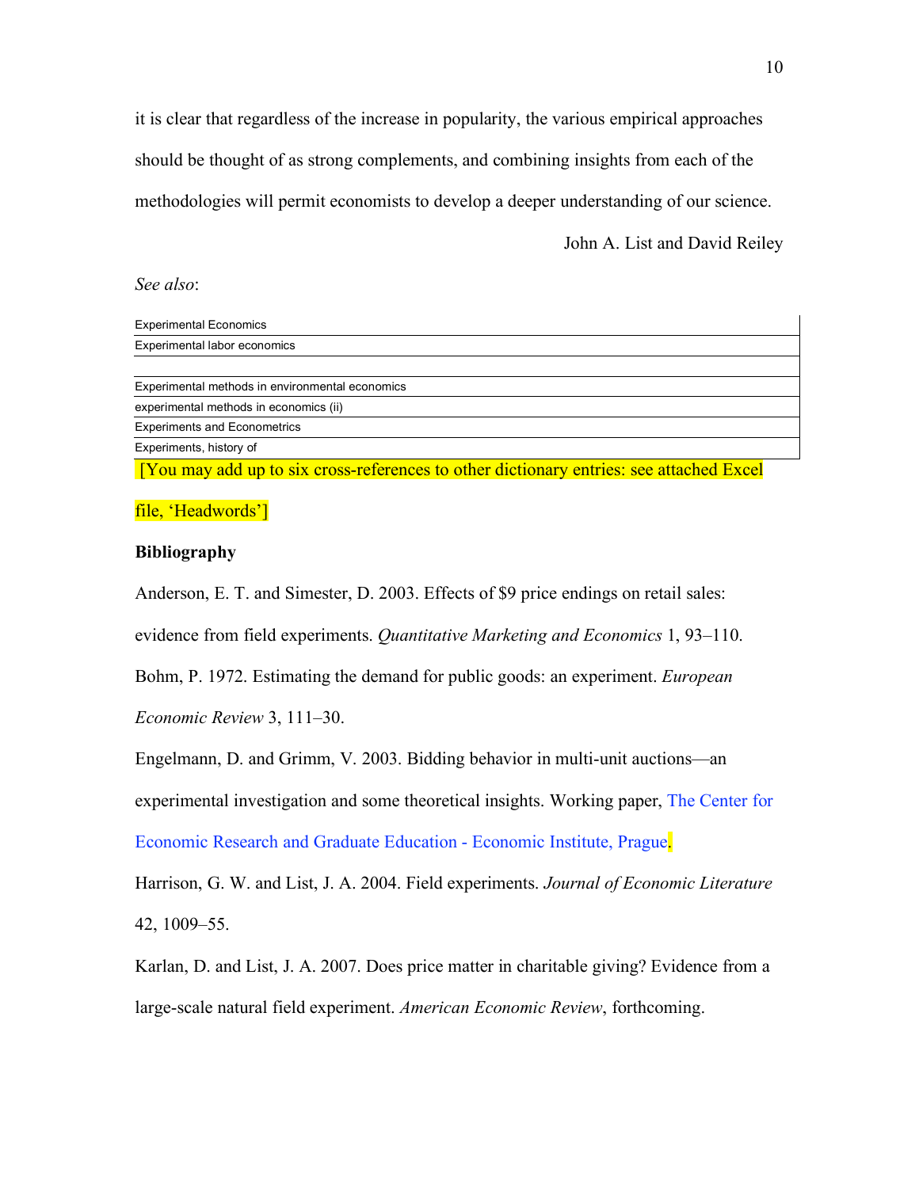it is clear that regardless of the increase in popularity, the various empirical approaches should be thought of as strong complements, and combining insights from each of the methodologies will permit economists to develop a deeper understanding of our science.

John A. List and David Reiley

*See also*:

| Experimental Economics |
|---|
| Experimental labor economics |
| |
| Experimental methods in environmental economics |
| experimental methods in economics (ii) |
| Experiments and Econometrics |
| Experiments, history of |

[You may add up to six cross-references to other dictionary entries: see attached Excel file, 'Headwords']

**Bibliography**

Anderson, E. T. and Simester, D. 2003. Effects of $9 price endings on retail sales: evidence from field experiments. *Quantitative Marketing and Economics* 1, 93–110.

Bohm, P. 1972. Estimating the demand for public goods: an experiment. *European Economic Review* 3, 111–30.

Engelmann, D. and Grimm, V. 2003. Bidding behavior in multi-unit auctions—an experimental investigation and some theoretical insights. Working paper, The Center for Economic Research and Graduate Education - Economic Institute, Prague.

Harrison, G. W. and List, J. A. 2004. Field experiments. *Journal of Economic Literature* 42, 1009–55.

Karlan, D. and List, J. A. 2007. Does price matter in charitable giving? Evidence from a large-scale natural field experiment. *American Economic Review*, forthcoming.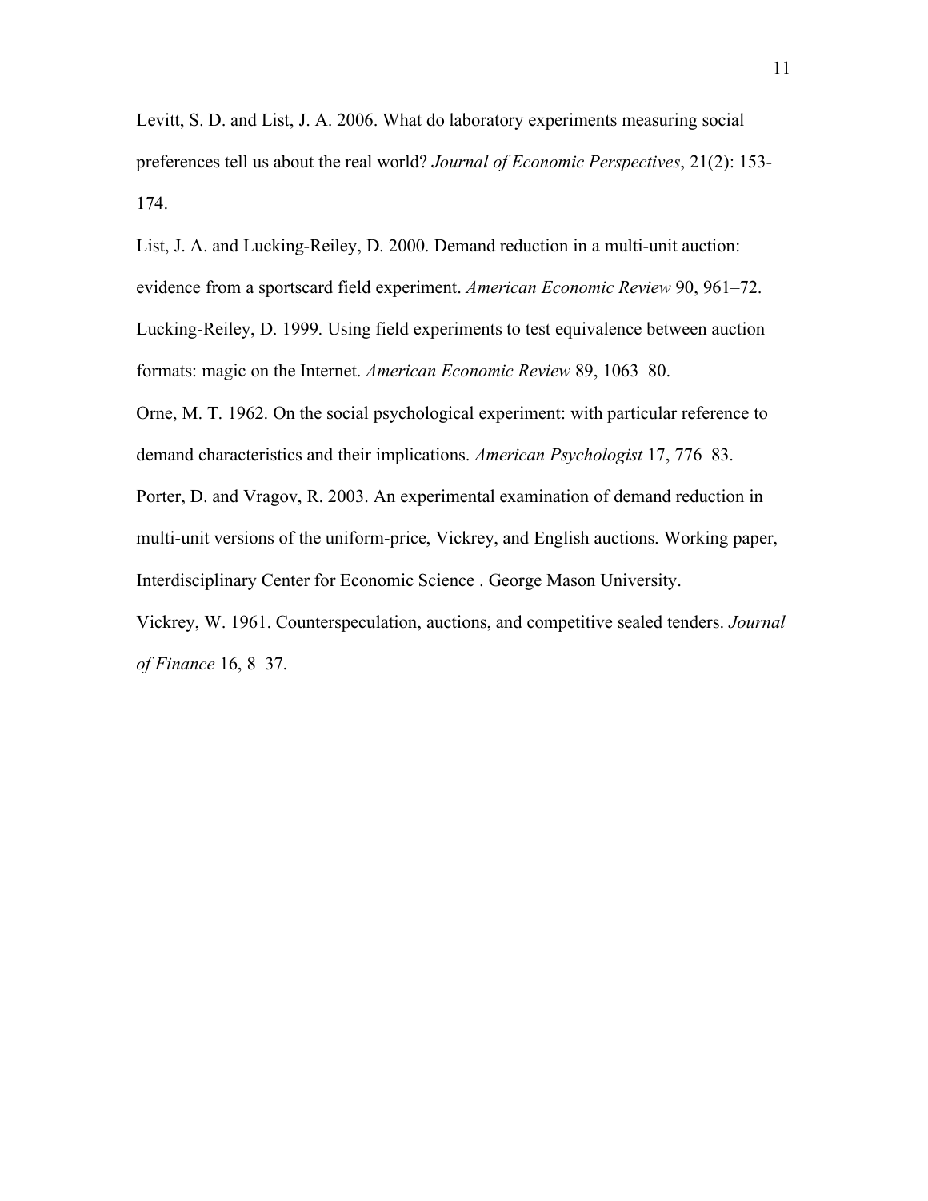Levitt, S. D. and List, J. A. 2006. What do laboratory experiments measuring social preferences tell us about the real world? *Journal of Economic Perspectives*, 21(2): 153-174.

List, J. A. and Lucking-Reiley, D. 2000. Demand reduction in a multi-unit auction: evidence from a sportscard field experiment. *American Economic Review* 90, 961–72.

Lucking-Reiley, D. 1999. Using field experiments to test equivalence between auction formats: magic on the Internet. *American Economic Review* 89, 1063–80.

Orne, M. T. 1962. On the social psychological experiment: with particular reference to demand characteristics and their implications. *American Psychologist* 17, 776–83.

Porter, D. and Vragov, R. 2003. An experimental examination of demand reduction in multi-unit versions of the uniform-price, Vickrey, and English auctions. Working paper, Interdisciplinary Center for Economic Science . George Mason University.

Vickrey, W. 1961. Counterspeculation, auctions, and competitive sealed tenders. *Journal of Finance* 16, 8–37.